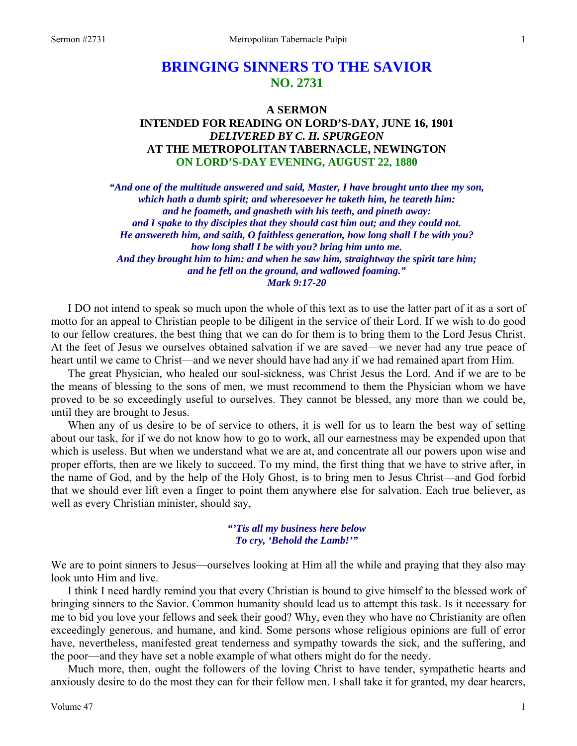# BRINGING SINNERS TO THE SAVIOR
## NO. 2731

### A SERMON
### INTENDED FOR READING ON LORD'S-DAY, JUNE 16, 1901
### *DELIVERED BY C. H. SPURGEON*
### AT THE METROPOLITAN TABERNACLE, NEWINGTON
### ON LORD'S-DAY EVENING, AUGUST 22, 1880

*"And one of the multitude answered and said, Master, I have brought unto thee my son, which hath a dumb spirit; and wheresoever he taketh him, he teareth him: and he foameth, and gnasheth with his teeth, and pineth away: and I spake to thy disciples that they should cast him out; and they could not. He answereth him, and saith, O faithless generation, how long shall I be with you? how long shall I be with you? bring him unto me. And they brought him to him: and when he saw him, straightway the spirit tare him; and he fell on the ground, and wallowed foaming."*
*Mark 9:17-20*

I DO not intend to speak so much upon the whole of this text as to use the latter part of it as a sort of motto for an appeal to Christian people to be diligent in the service of their Lord. If we wish to do good to our fellow creatures, the best thing that we can do for them is to bring them to the Lord Jesus Christ. At the feet of Jesus we ourselves obtained salvation if we are saved—we never had any true peace of heart until we came to Christ—and we never should have had any if we had remained apart from Him.

The great Physician, who healed our soul-sickness, was Christ Jesus the Lord. And if we are to be the means of blessing to the sons of men, we must recommend to them the Physician whom we have proved to be so exceedingly useful to ourselves. They cannot be blessed, any more than we could be, until they are brought to Jesus.

When any of us desire to be of service to others, it is well for us to learn the best way of setting about our task, for if we do not know how to go to work, all our earnestness may be expended upon that which is useless. But when we understand what we are at, and concentrate all our powers upon wise and proper efforts, then are we likely to succeed. To my mind, the first thing that we have to strive after, in the name of God, and by the help of the Holy Ghost, is to bring men to Jesus Christ—and God forbid that we should ever lift even a finger to point them anywhere else for salvation. Each true believer, as well as every Christian minister, should say,

*"'Tis all my business here below*
*To cry, 'Behold the Lamb!'"*

We are to point sinners to Jesus—ourselves looking at Him all the while and praying that they also may look unto Him and live.

I think I need hardly remind you that every Christian is bound to give himself to the blessed work of bringing sinners to the Savior. Common humanity should lead us to attempt this task. Is it necessary for me to bid you love your fellows and seek their good? Why, even they who have no Christianity are often exceedingly generous, and humane, and kind. Some persons whose religious opinions are full of error have, nevertheless, manifested great tenderness and sympathy towards the sick, and the suffering, and the poor—and they have set a noble example of what others might do for the needy.

Much more, then, ought the followers of the loving Christ to have tender, sympathetic hearts and anxiously desire to do the most they can for their fellow men. I shall take it for granted, my dear hearers,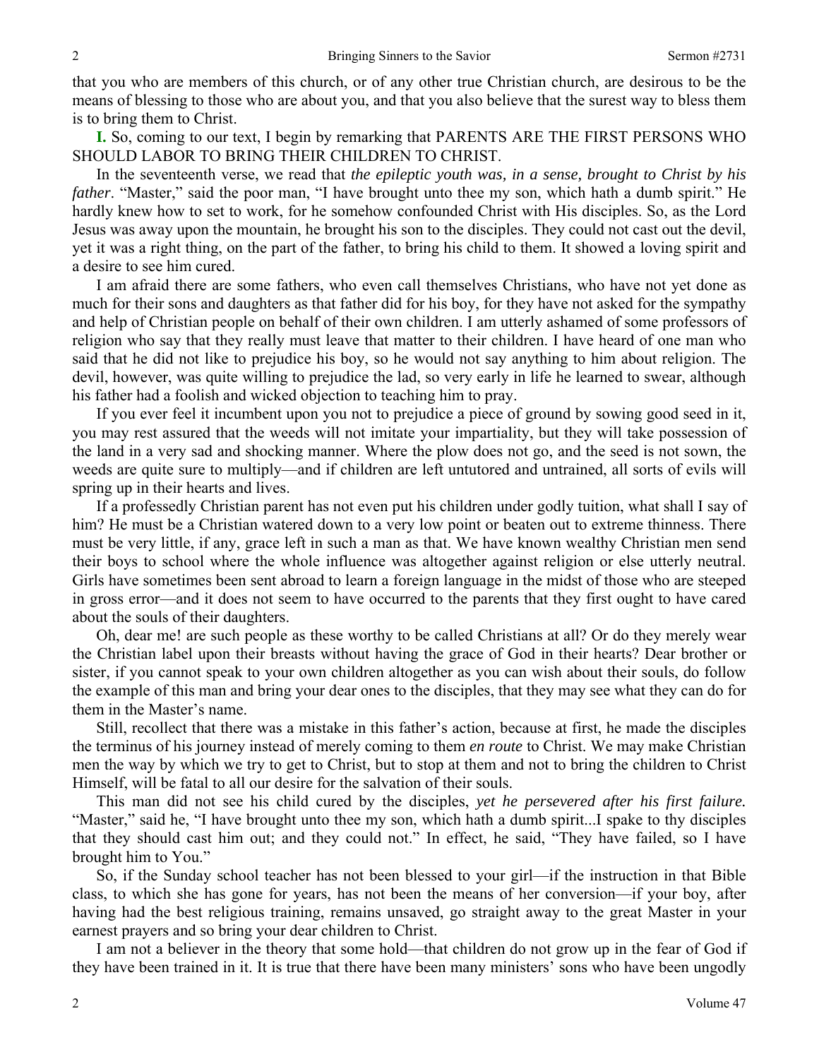that you who are members of this church, or of any other true Christian church, are desirous to be the means of blessing to those who are about you, and that you also believe that the surest way to bless them is to bring them to Christ.

**I.** So, coming to our text, I begin by remarking that PARENTS ARE THE FIRST PERSONS WHO SHOULD LABOR TO BRING THEIR CHILDREN TO CHRIST.

In the seventeenth verse, we read that *the epileptic youth was, in a sense, brought to Christ by his father*. "Master," said the poor man, "I have brought unto thee my son, which hath a dumb spirit." He hardly knew how to set to work, for he somehow confounded Christ with His disciples. So, as the Lord Jesus was away upon the mountain, he brought his son to the disciples. They could not cast out the devil, yet it was a right thing, on the part of the father, to bring his child to them. It showed a loving spirit and a desire to see him cured.

I am afraid there are some fathers, who even call themselves Christians, who have not yet done as much for their sons and daughters as that father did for his boy, for they have not asked for the sympathy and help of Christian people on behalf of their own children. I am utterly ashamed of some professors of religion who say that they really must leave that matter to their children. I have heard of one man who said that he did not like to prejudice his boy, so he would not say anything to him about religion. The devil, however, was quite willing to prejudice the lad, so very early in life he learned to swear, although his father had a foolish and wicked objection to teaching him to pray.

If you ever feel it incumbent upon you not to prejudice a piece of ground by sowing good seed in it, you may rest assured that the weeds will not imitate your impartiality, but they will take possession of the land in a very sad and shocking manner. Where the plow does not go, and the seed is not sown, the weeds are quite sure to multiply—and if children are left untutored and untrained, all sorts of evils will spring up in their hearts and lives.

If a professedly Christian parent has not even put his children under godly tuition, what shall I say of him? He must be a Christian watered down to a very low point or beaten out to extreme thinness. There must be very little, if any, grace left in such a man as that. We have known wealthy Christian men send their boys to school where the whole influence was altogether against religion or else utterly neutral. Girls have sometimes been sent abroad to learn a foreign language in the midst of those who are steeped in gross error—and it does not seem to have occurred to the parents that they first ought to have cared about the souls of their daughters.

Oh, dear me! are such people as these worthy to be called Christians at all? Or do they merely wear the Christian label upon their breasts without having the grace of God in their hearts? Dear brother or sister, if you cannot speak to your own children altogether as you can wish about their souls, do follow the example of this man and bring your dear ones to the disciples, that they may see what they can do for them in the Master's name.

Still, recollect that there was a mistake in this father's action, because at first, he made the disciples the terminus of his journey instead of merely coming to them *en route* to Christ. We may make Christian men the way by which we try to get to Christ, but to stop at them and not to bring the children to Christ Himself, will be fatal to all our desire for the salvation of their souls.

This man did not see his child cured by the disciples, *yet he persevered after his first failure.* "Master," said he, "I have brought unto thee my son, which hath a dumb spirit...I spake to thy disciples that they should cast him out; and they could not." In effect, he said, "They have failed, so I have brought him to You."

So, if the Sunday school teacher has not been blessed to your girl—if the instruction in that Bible class, to which she has gone for years, has not been the means of her conversion—if your boy, after having had the best religious training, remains unsaved, go straight away to the great Master in your earnest prayers and so bring your dear children to Christ.

I am not a believer in the theory that some hold—that children do not grow up in the fear of God if they have been trained in it. It is true that there have been many ministers' sons who have been ungodly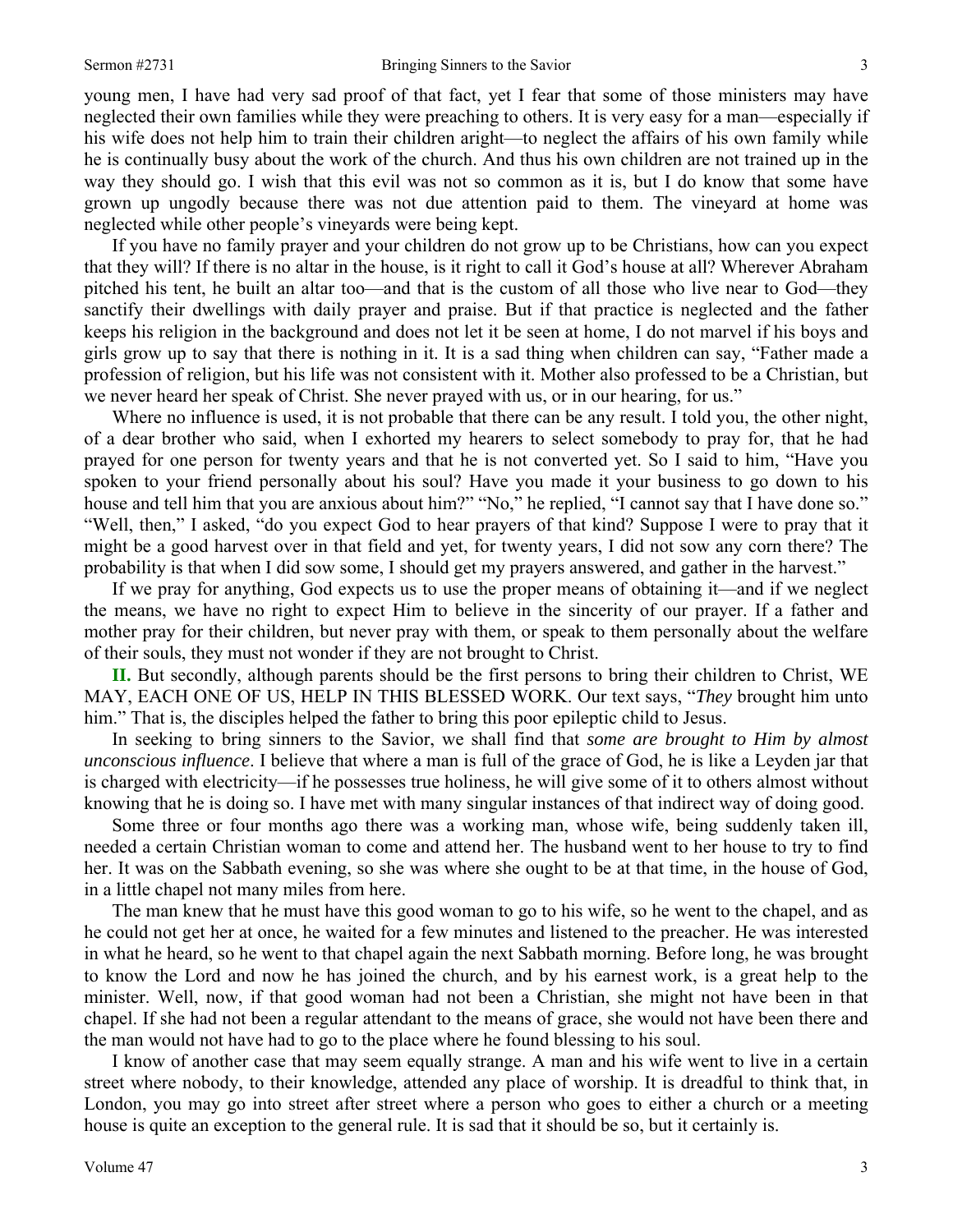young men, I have had very sad proof of that fact, yet I fear that some of those ministers may have neglected their own families while they were preaching to others. It is very easy for a man—especially if his wife does not help him to train their children aright—to neglect the affairs of his own family while he is continually busy about the work of the church. And thus his own children are not trained up in the way they should go. I wish that this evil was not so common as it is, but I do know that some have grown up ungodly because there was not due attention paid to them. The vineyard at home was neglected while other people's vineyards were being kept.

If you have no family prayer and your children do not grow up to be Christians, how can you expect that they will? If there is no altar in the house, is it right to call it God's house at all? Wherever Abraham pitched his tent, he built an altar too—and that is the custom of all those who live near to God—they sanctify their dwellings with daily prayer and praise. But if that practice is neglected and the father keeps his religion in the background and does not let it be seen at home, I do not marvel if his boys and girls grow up to say that there is nothing in it. It is a sad thing when children can say, "Father made a profession of religion, but his life was not consistent with it. Mother also professed to be a Christian, but we never heard her speak of Christ. She never prayed with us, or in our hearing, for us."

Where no influence is used, it is not probable that there can be any result. I told you, the other night, of a dear brother who said, when I exhorted my hearers to select somebody to pray for, that he had prayed for one person for twenty years and that he is not converted yet. So I said to him, "Have you spoken to your friend personally about his soul? Have you made it your business to go down to his house and tell him that you are anxious about him?" "No," he replied, "I cannot say that I have done so." "Well, then," I asked, "do you expect God to hear prayers of that kind? Suppose I were to pray that it might be a good harvest over in that field and yet, for twenty years, I did not sow any corn there? The probability is that when I did sow some, I should get my prayers answered, and gather in the harvest."

If we pray for anything, God expects us to use the proper means of obtaining it—and if we neglect the means, we have no right to expect Him to believe in the sincerity of our prayer. If a father and mother pray for their children, but never pray with them, or speak to them personally about the welfare of their souls, they must not wonder if they are not brought to Christ.

**II.** But secondly, although parents should be the first persons to bring their children to Christ, WE MAY, EACH ONE OF US, HELP IN THIS BLESSED WORK. Our text says, "*They* brought him unto him." That is, the disciples helped the father to bring this poor epileptic child to Jesus.

In seeking to bring sinners to the Savior, we shall find that *some are brought to Him by almost unconscious influence*. I believe that where a man is full of the grace of God, he is like a Leyden jar that is charged with electricity—if he possesses true holiness, he will give some of it to others almost without knowing that he is doing so. I have met with many singular instances of that indirect way of doing good.

Some three or four months ago there was a working man, whose wife, being suddenly taken ill, needed a certain Christian woman to come and attend her. The husband went to her house to try to find her. It was on the Sabbath evening, so she was where she ought to be at that time, in the house of God, in a little chapel not many miles from here.

The man knew that he must have this good woman to go to his wife, so he went to the chapel, and as he could not get her at once, he waited for a few minutes and listened to the preacher. He was interested in what he heard, so he went to that chapel again the next Sabbath morning. Before long, he was brought to know the Lord and now he has joined the church, and by his earnest work, is a great help to the minister. Well, now, if that good woman had not been a Christian, she might not have been in that chapel. If she had not been a regular attendant to the means of grace, she would not have been there and the man would not have had to go to the place where he found blessing to his soul.

I know of another case that may seem equally strange. A man and his wife went to live in a certain street where nobody, to their knowledge, attended any place of worship. It is dreadful to think that, in London, you may go into street after street where a person who goes to either a church or a meeting house is quite an exception to the general rule. It is sad that it should be so, but it certainly is.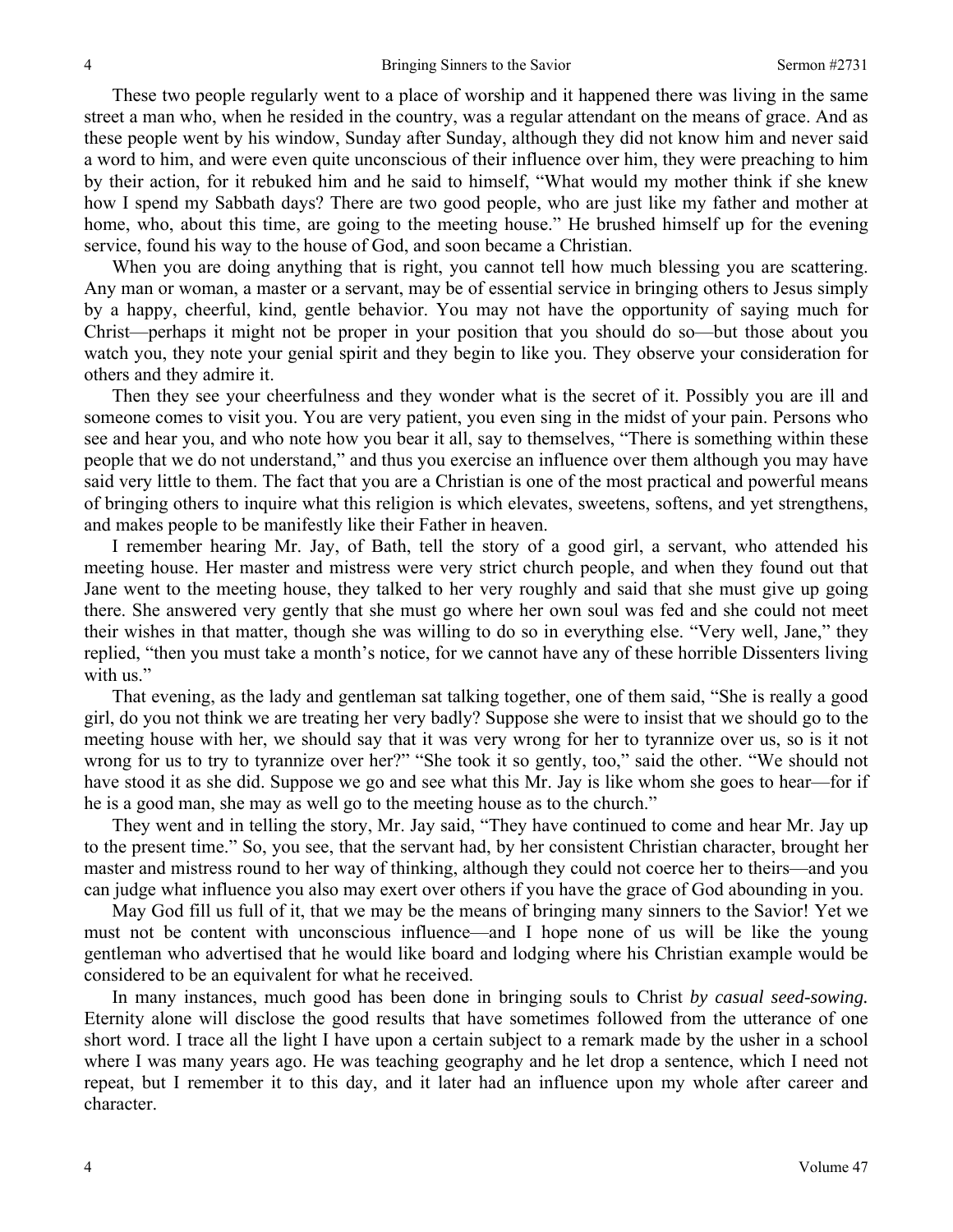These two people regularly went to a place of worship and it happened there was living in the same street a man who, when he resided in the country, was a regular attendant on the means of grace. And as these people went by his window, Sunday after Sunday, although they did not know him and never said a word to him, and were even quite unconscious of their influence over him, they were preaching to him by their action, for it rebuked him and he said to himself, "What would my mother think if she knew how I spend my Sabbath days? There are two good people, who are just like my father and mother at home, who, about this time, are going to the meeting house." He brushed himself up for the evening service, found his way to the house of God, and soon became a Christian.

When you are doing anything that is right, you cannot tell how much blessing you are scattering. Any man or woman, a master or a servant, may be of essential service in bringing others to Jesus simply by a happy, cheerful, kind, gentle behavior. You may not have the opportunity of saying much for Christ—perhaps it might not be proper in your position that you should do so—but those about you watch you, they note your genial spirit and they begin to like you. They observe your consideration for others and they admire it.

Then they see your cheerfulness and they wonder what is the secret of it. Possibly you are ill and someone comes to visit you. You are very patient, you even sing in the midst of your pain. Persons who see and hear you, and who note how you bear it all, say to themselves, "There is something within these people that we do not understand," and thus you exercise an influence over them although you may have said very little to them. The fact that you are a Christian is one of the most practical and powerful means of bringing others to inquire what this religion is which elevates, sweetens, softens, and yet strengthens, and makes people to be manifestly like their Father in heaven.

I remember hearing Mr. Jay, of Bath, tell the story of a good girl, a servant, who attended his meeting house. Her master and mistress were very strict church people, and when they found out that Jane went to the meeting house, they talked to her very roughly and said that she must give up going there. She answered very gently that she must go where her own soul was fed and she could not meet their wishes in that matter, though she was willing to do so in everything else. "Very well, Jane," they replied, "then you must take a month's notice, for we cannot have any of these horrible Dissenters living with us."

That evening, as the lady and gentleman sat talking together, one of them said, "She is really a good girl, do you not think we are treating her very badly? Suppose she were to insist that we should go to the meeting house with her, we should say that it was very wrong for her to tyrannize over us, so is it not wrong for us to try to tyrannize over her?" "She took it so gently, too," said the other. "We should not have stood it as she did. Suppose we go and see what this Mr. Jay is like whom she goes to hear—for if he is a good man, she may as well go to the meeting house as to the church."

They went and in telling the story, Mr. Jay said, "They have continued to come and hear Mr. Jay up to the present time." So, you see, that the servant had, by her consistent Christian character, brought her master and mistress round to her way of thinking, although they could not coerce her to theirs—and you can judge what influence you also may exert over others if you have the grace of God abounding in you.

May God fill us full of it, that we may be the means of bringing many sinners to the Savior! Yet we must not be content with unconscious influence—and I hope none of us will be like the young gentleman who advertised that he would like board and lodging where his Christian example would be considered to be an equivalent for what he received.

In many instances, much good has been done in bringing souls to Christ *by casual seed-sowing.* Eternity alone will disclose the good results that have sometimes followed from the utterance of one short word. I trace all the light I have upon a certain subject to a remark made by the usher in a school where I was many years ago. He was teaching geography and he let drop a sentence, which I need not repeat, but I remember it to this day, and it later had an influence upon my whole after career and character.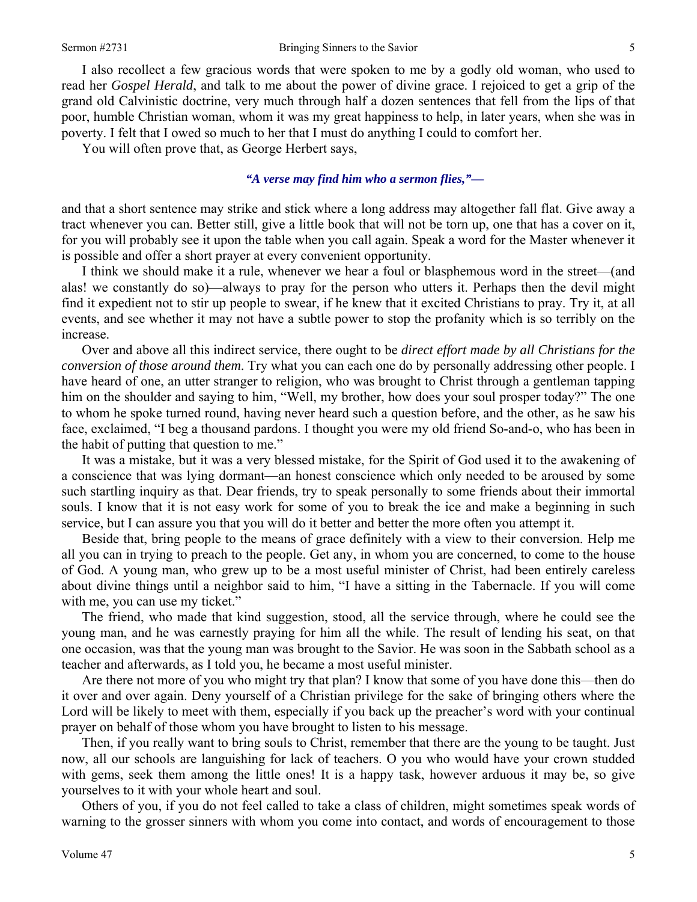I also recollect a few gracious words that were spoken to me by a godly old woman, who used to read her *Gospel Herald*, and talk to me about the power of divine grace. I rejoiced to get a grip of the grand old Calvinistic doctrine, very much through half a dozen sentences that fell from the lips of that poor, humble Christian woman, whom it was my great happiness to help, in later years, when she was in poverty. I felt that I owed so much to her that I must do anything I could to comfort her.

You will often prove that, as George Herbert says,

***"A verse may find him who a sermon flies,"—***

and that a short sentence may strike and stick where a long address may altogether fall flat. Give away a tract whenever you can. Better still, give a little book that will not be torn up, one that has a cover on it, for you will probably see it upon the table when you call again. Speak a word for the Master whenever it is possible and offer a short prayer at every convenient opportunity.

I think we should make it a rule, whenever we hear a foul or blasphemous word in the street—(and alas! we constantly do so)—always to pray for the person who utters it. Perhaps then the devil might find it expedient not to stir up people to swear, if he knew that it excited Christians to pray. Try it, at all events, and see whether it may not have a subtle power to stop the profanity which is so terribly on the increase.

Over and above all this indirect service, there ought to be *direct effort made by all Christians for the conversion of those around them*. Try what you can each one do by personally addressing other people. I have heard of one, an utter stranger to religion, who was brought to Christ through a gentleman tapping him on the shoulder and saying to him, "Well, my brother, how does your soul prosper today?" The one to whom he spoke turned round, having never heard such a question before, and the other, as he saw his face, exclaimed, "I beg a thousand pardons. I thought you were my old friend So-and-o, who has been in the habit of putting that question to me."

It was a mistake, but it was a very blessed mistake, for the Spirit of God used it to the awakening of a conscience that was lying dormant—an honest conscience which only needed to be aroused by some such startling inquiry as that. Dear friends, try to speak personally to some friends about their immortal souls. I know that it is not easy work for some of you to break the ice and make a beginning in such service, but I can assure you that you will do it better and better the more often you attempt it.

Beside that, bring people to the means of grace definitely with a view to their conversion. Help me all you can in trying to preach to the people. Get any, in whom you are concerned, to come to the house of God. A young man, who grew up to be a most useful minister of Christ, had been entirely careless about divine things until a neighbor said to him, "I have a sitting in the Tabernacle. If you will come with me, you can use my ticket."

The friend, who made that kind suggestion, stood, all the service through, where he could see the young man, and he was earnestly praying for him all the while. The result of lending his seat, on that one occasion, was that the young man was brought to the Savior. He was soon in the Sabbath school as a teacher and afterwards, as I told you, he became a most useful minister.

Are there not more of you who might try that plan? I know that some of you have done this—then do it over and over again. Deny yourself of a Christian privilege for the sake of bringing others where the Lord will be likely to meet with them, especially if you back up the preacher's word with your continual prayer on behalf of those whom you have brought to listen to his message.

Then, if you really want to bring souls to Christ, remember that there are the young to be taught. Just now, all our schools are languishing for lack of teachers. O you who would have your crown studded with gems, seek them among the little ones! It is a happy task, however arduous it may be, so give yourselves to it with your whole heart and soul.

Others of you, if you do not feel called to take a class of children, might sometimes speak words of warning to the grosser sinners with whom you come into contact, and words of encouragement to those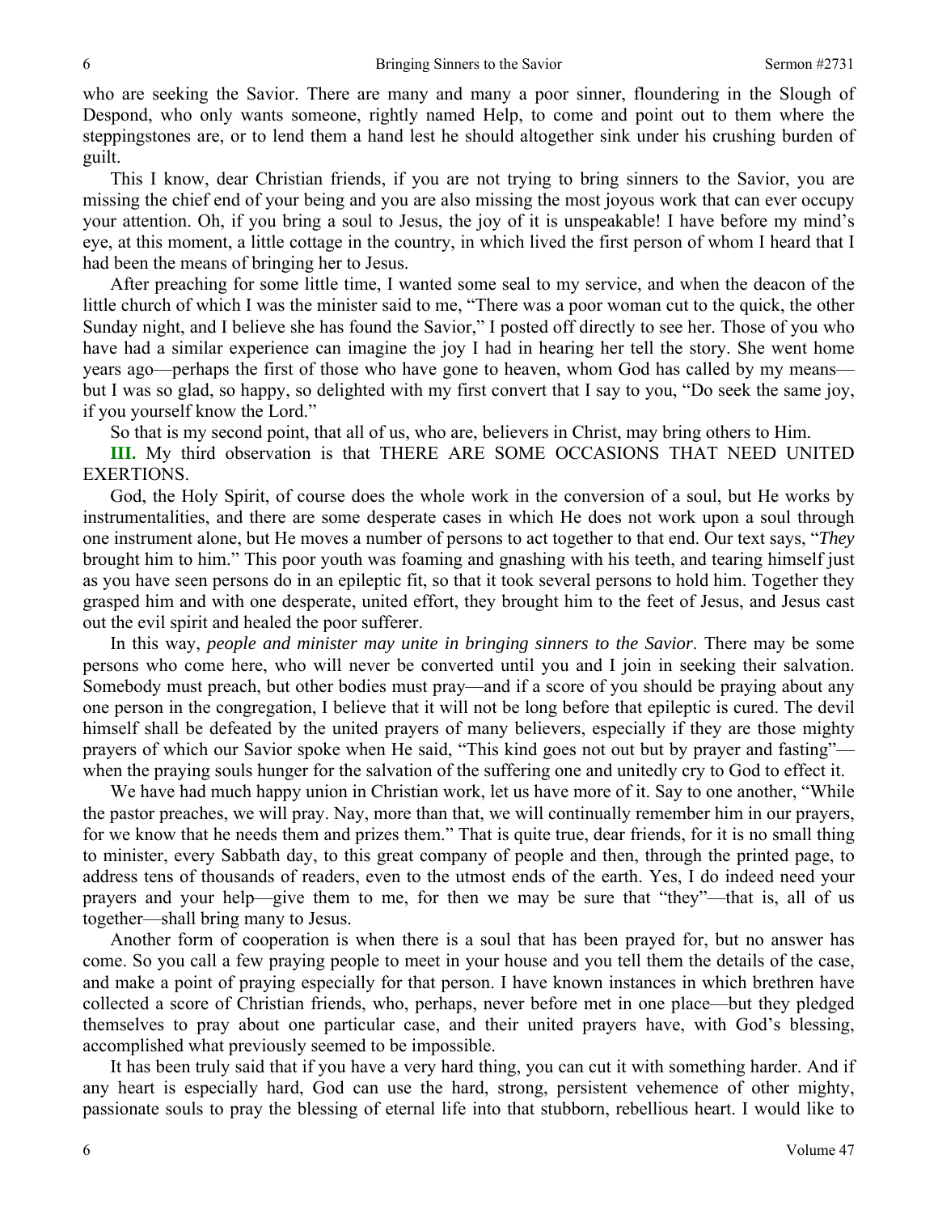who are seeking the Savior. There are many and many a poor sinner, floundering in the Slough of Despond, who only wants someone, rightly named Help, to come and point out to them where the steppingstones are, or to lend them a hand lest he should altogether sink under his crushing burden of guilt.

This I know, dear Christian friends, if you are not trying to bring sinners to the Savior, you are missing the chief end of your being and you are also missing the most joyous work that can ever occupy your attention. Oh, if you bring a soul to Jesus, the joy of it is unspeakable! I have before my mind's eye, at this moment, a little cottage in the country, in which lived the first person of whom I heard that I had been the means of bringing her to Jesus.

After preaching for some little time, I wanted some seal to my service, and when the deacon of the little church of which I was the minister said to me, "There was a poor woman cut to the quick, the other Sunday night, and I believe she has found the Savior," I posted off directly to see her. Those of you who have had a similar experience can imagine the joy I had in hearing her tell the story. She went home years ago—perhaps the first of those who have gone to heaven, whom God has called by my means—but I was so glad, so happy, so delighted with my first convert that I say to you, "Do seek the same joy, if you yourself know the Lord."

So that is my second point, that all of us, who are, believers in Christ, may bring others to Him.

**III.** My third observation is that THERE ARE SOME OCCASIONS THAT NEED UNITED EXERTIONS.

God, the Holy Spirit, of course does the whole work in the conversion of a soul, but He works by instrumentalities, and there are some desperate cases in which He does not work upon a soul through one instrument alone, but He moves a number of persons to act together to that end. Our text says, "*They* brought him to him." This poor youth was foaming and gnashing with his teeth, and tearing himself just as you have seen persons do in an epileptic fit, so that it took several persons to hold him. Together they grasped him and with one desperate, united effort, they brought him to the feet of Jesus, and Jesus cast out the evil spirit and healed the poor sufferer.

In this way, *people and minister may unite in bringing sinners to the Savior*. There may be some persons who come here, who will never be converted until you and I join in seeking their salvation. Somebody must preach, but other bodies must pray—and if a score of you should be praying about any one person in the congregation, I believe that it will not be long before that epileptic is cured. The devil himself shall be defeated by the united prayers of many believers, especially if they are those mighty prayers of which our Savior spoke when He said, "This kind goes not out but by prayer and fasting"—when the praying souls hunger for the salvation of the suffering one and unitedly cry to God to effect it.

We have had much happy union in Christian work, let us have more of it. Say to one another, "While the pastor preaches, we will pray. Nay, more than that, we will continually remember him in our prayers, for we know that he needs them and prizes them." That is quite true, dear friends, for it is no small thing to minister, every Sabbath day, to this great company of people and then, through the printed page, to address tens of thousands of readers, even to the utmost ends of the earth. Yes, I do indeed need your prayers and your help—give them to me, for then we may be sure that "they"—that is, all of us together—shall bring many to Jesus.

Another form of cooperation is when there is a soul that has been prayed for, but no answer has come. So you call a few praying people to meet in your house and you tell them the details of the case, and make a point of praying especially for that person. I have known instances in which brethren have collected a score of Christian friends, who, perhaps, never before met in one place—but they pledged themselves to pray about one particular case, and their united prayers have, with God's blessing, accomplished what previously seemed to be impossible.

It has been truly said that if you have a very hard thing, you can cut it with something harder. And if any heart is especially hard, God can use the hard, strong, persistent vehemence of other mighty, passionate souls to pray the blessing of eternal life into that stubborn, rebellious heart. I would like to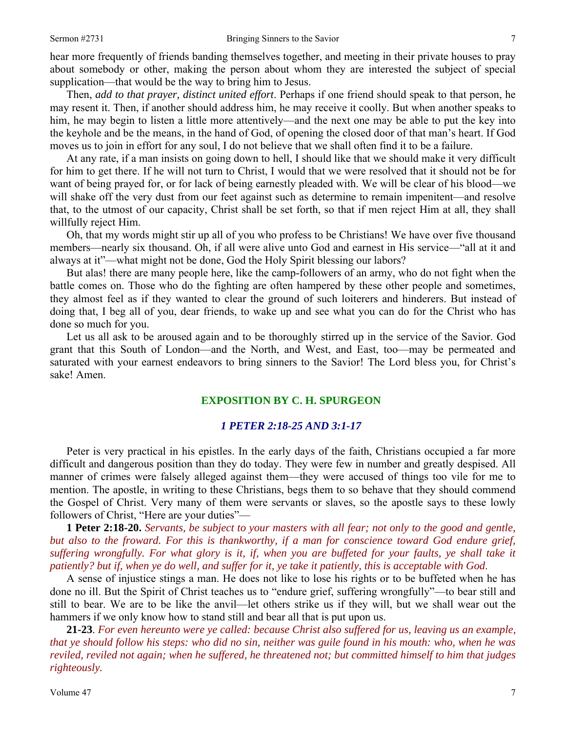hear more frequently of friends banding themselves together, and meeting in their private houses to pray about somebody or other, making the person about whom they are interested the subject of special supplication—that would be the way to bring him to Jesus.

Then, *add to that prayer, distinct united effort*. Perhaps if one friend should speak to that person, he may resent it. Then, if another should address him, he may receive it coolly. But when another speaks to him, he may begin to listen a little more attentively—and the next one may be able to put the key into the keyhole and be the means, in the hand of God, of opening the closed door of that man's heart. If God moves us to join in effort for any soul, I do not believe that we shall often find it to be a failure.

At any rate, if a man insists on going down to hell, I should like that we should make it very difficult for him to get there. If he will not turn to Christ, I would that we were resolved that it should not be for want of being prayed for, or for lack of being earnestly pleaded with. We will be clear of his blood—we will shake off the very dust from our feet against such as determine to remain impenitent—and resolve that, to the utmost of our capacity, Christ shall be set forth, so that if men reject Him at all, they shall willfully reject Him.

Oh, that my words might stir up all of you who profess to be Christians! We have over five thousand members—nearly six thousand. Oh, if all were alive unto God and earnest in His service—"all at it and always at it"—what might not be done, God the Holy Spirit blessing our labors?

But alas! there are many people here, like the camp-followers of an army, who do not fight when the battle comes on. Those who do the fighting are often hampered by these other people and sometimes, they almost feel as if they wanted to clear the ground of such loiterers and hinderers. But instead of doing that, I beg all of you, dear friends, to wake up and see what you can do for the Christ who has done so much for you.

Let us all ask to be aroused again and to be thoroughly stirred up in the service of the Savior. God grant that this South of London—and the North, and West, and East, too—may be permeated and saturated with your earnest endeavors to bring sinners to the Savior! The Lord bless you, for Christ's sake! Amen.

## EXPOSITION BY C. H. SPURGEON

### *1 PETER 2:18-25 AND 3:1-17*

Peter is very practical in his epistles. In the early days of the faith, Christians occupied a far more difficult and dangerous position than they do today. They were few in number and greatly despised. All manner of crimes were falsely alleged against them—they were accused of things too vile for me to mention. The apostle, in writing to these Christians, begs them to so behave that they should commend the Gospel of Christ. Very many of them were servants or slaves, so the apostle says to these lowly followers of Christ, "Here are your duties"—

**1 Peter 2:18-20.** *Servants, be subject to your masters with all fear; not only to the good and gentle, but also to the froward. For this is thankworthy, if a man for conscience toward God endure grief, suffering wrongfully. For what glory is it, if, when you are buffeted for your faults, ye shall take it patiently? but if, when ye do well, and suffer for it, ye take it patiently, this is acceptable with God.*

A sense of injustice stings a man. He does not like to lose his rights or to be buffeted when he has done no ill. But the Spirit of Christ teaches us to "endure grief, suffering wrongfully"—to bear still and still to bear. We are to be like the anvil—let others strike us if they will, but we shall wear out the hammers if we only know how to stand still and bear all that is put upon us.

**21-23**. *For even hereunto were ye called: because Christ also suffered for us, leaving us an example, that ye should follow his steps: who did no sin, neither was guile found in his mouth: who, when he was reviled, reviled not again; when he suffered, he threatened not; but committed himself to him that judges righteously.*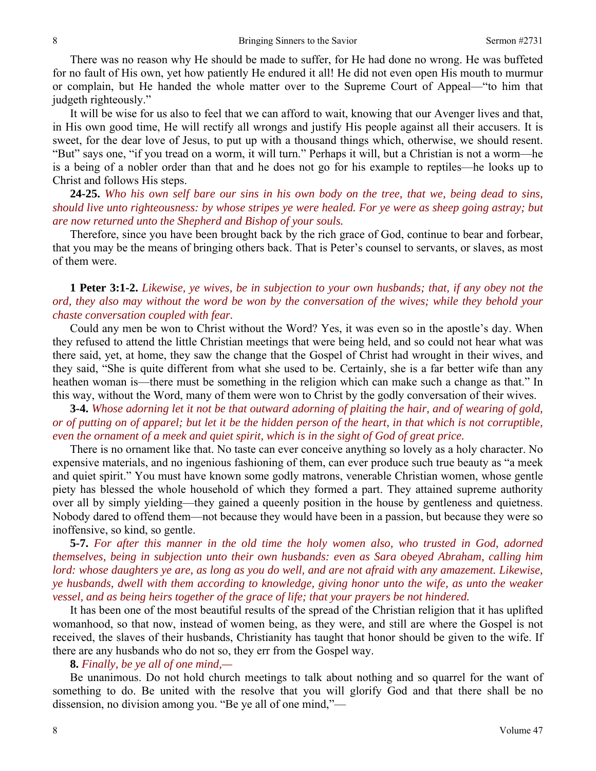There was no reason why He should be made to suffer, for He had done no wrong. He was buffeted for no fault of His own, yet how patiently He endured it all! He did not even open His mouth to murmur or complain, but He handed the whole matter over to the Supreme Court of Appeal—"to him that judgeth righteously."

It will be wise for us also to feel that we can afford to wait, knowing that our Avenger lives and that, in His own good time, He will rectify all wrongs and justify His people against all their accusers. It is sweet, for the dear love of Jesus, to put up with a thousand things which, otherwise, we should resent. "But" says one, "if you tread on a worm, it will turn." Perhaps it will, but a Christian is not a worm—he is a being of a nobler order than that and he does not go for his example to reptiles—he looks up to Christ and follows His steps.

**24-25.** *Who his own self bare our sins in his own body on the tree, that we, being dead to sins, should live unto righteousness: by whose stripes ye were healed. For ye were as sheep going astray; but are now returned unto the Shepherd and Bishop of your souls.*

Therefore, since you have been brought back by the rich grace of God, continue to bear and forbear, that you may be the means of bringing others back. That is Peter's counsel to servants, or slaves, as most of them were.

**1 Peter 3:1-2.** *Likewise, ye wives, be in subjection to your own husbands; that, if any obey not the ord, they also may without the word be won by the conversation of the wives; while they behold your chaste conversation coupled with fear.*

Could any men be won to Christ without the Word? Yes, it was even so in the apostle's day. When they refused to attend the little Christian meetings that were being held, and so could not hear what was there said, yet, at home, they saw the change that the Gospel of Christ had wrought in their wives, and they said, "She is quite different from what she used to be. Certainly, she is a far better wife than any heathen woman is—there must be something in the religion which can make such a change as that." In this way, without the Word, many of them were won to Christ by the godly conversation of their wives.

**3-4.** *Whose adorning let it not be that outward adorning of plaiting the hair, and of wearing of gold, or of putting on of apparel; but let it be the hidden person of the heart, in that which is not corruptible, even the ornament of a meek and quiet spirit, which is in the sight of God of great price.*

There is no ornament like that. No taste can ever conceive anything so lovely as a holy character. No expensive materials, and no ingenious fashioning of them, can ever produce such true beauty as "a meek and quiet spirit." You must have known some godly matrons, venerable Christian women, whose gentle piety has blessed the whole household of which they formed a part. They attained supreme authority over all by simply yielding—they gained a queenly position in the house by gentleness and quietness. Nobody dared to offend them—not because they would have been in a passion, but because they were so inoffensive, so kind, so gentle.

**5-7.** *For after this manner in the old time the holy women also, who trusted in God, adorned themselves, being in subjection unto their own husbands: even as Sara obeyed Abraham, calling him lord: whose daughters ye are, as long as you do well, and are not afraid with any amazement. Likewise, ye husbands, dwell with them according to knowledge, giving honor unto the wife, as unto the weaker vessel, and as being heirs together of the grace of life; that your prayers be not hindered.*

It has been one of the most beautiful results of the spread of the Christian religion that it has uplifted womanhood, so that now, instead of women being, as they were, and still are where the Gospel is not received, the slaves of their husbands, Christianity has taught that honor should be given to the wife. If there are any husbands who do not so, they err from the Gospel way.

**8.** *Finally, be ye all of one mind,—*

Be unanimous. Do not hold church meetings to talk about nothing and so quarrel for the want of something to do. Be united with the resolve that you will glorify God and that there shall be no dissension, no division among you. "Be ye all of one mind,"—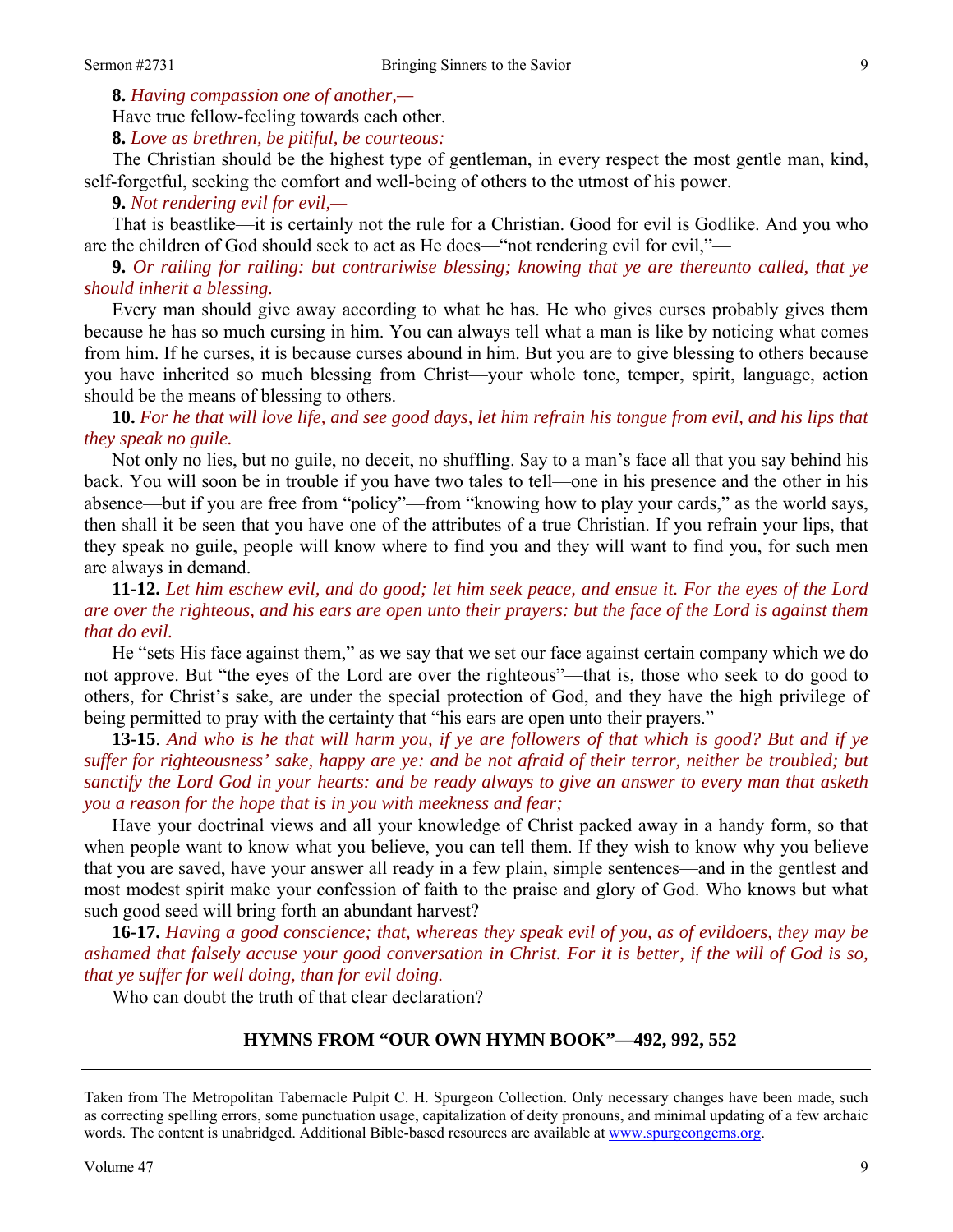**8.** *Having compassion one of another,—*

Have true fellow-feeling towards each other.

**8.** *Love as brethren, be pitiful, be courteous:*

The Christian should be the highest type of gentleman, in every respect the most gentle man, kind, self-forgetful, seeking the comfort and well-being of others to the utmost of his power.

**9.** *Not rendering evil for evil,—*

That is beastlike—it is certainly not the rule for a Christian. Good for evil is Godlike. And you who are the children of God should seek to act as He does—"not rendering evil for evil,"—

**9.** *Or railing for railing: but contrariwise blessing; knowing that ye are thereunto called, that ye should inherit a blessing.*

Every man should give away according to what he has. He who gives curses probably gives them because he has so much cursing in him. You can always tell what a man is like by noticing what comes from him. If he curses, it is because curses abound in him. But you are to give blessing to others because you have inherited so much blessing from Christ—your whole tone, temper, spirit, language, action should be the means of blessing to others.

**10.** *For he that will love life, and see good days, let him refrain his tongue from evil, and his lips that they speak no guile.*

Not only no lies, but no guile, no deceit, no shuffling. Say to a man's face all that you say behind his back. You will soon be in trouble if you have two tales to tell—one in his presence and the other in his absence—but if you are free from "policy"—from "knowing how to play your cards," as the world says, then shall it be seen that you have one of the attributes of a true Christian. If you refrain your lips, that they speak no guile, people will know where to find you and they will want to find you, for such men are always in demand.

**11-12.** *Let him eschew evil, and do good; let him seek peace, and ensue it. For the eyes of the Lord are over the righteous, and his ears are open unto their prayers: but the face of the Lord is against them that do evil.*

He "sets His face against them," as we say that we set our face against certain company which we do not approve. But "the eyes of the Lord are over the righteous"—that is, those who seek to do good to others, for Christ's sake, are under the special protection of God, and they have the high privilege of being permitted to pray with the certainty that "his ears are open unto their prayers."

**13-15**. *And who is he that will harm you, if ye are followers of that which is good? But and if ye suffer for righteousness' sake, happy are ye: and be not afraid of their terror, neither be troubled; but sanctify the Lord God in your hearts: and be ready always to give an answer to every man that asketh you a reason for the hope that is in you with meekness and fear;*

Have your doctrinal views and all your knowledge of Christ packed away in a handy form, so that when people want to know what you believe, you can tell them. If they wish to know why you believe that you are saved, have your answer all ready in a few plain, simple sentences—and in the gentlest and most modest spirit make your confession of faith to the praise and glory of God. Who knows but what such good seed will bring forth an abundant harvest?

**16-17.** *Having a good conscience; that, whereas they speak evil of you, as of evildoers, they may be ashamed that falsely accuse your good conversation in Christ. For it is better, if the will of God is so, that ye suffer for well doing, than for evil doing.*

Who can doubt the truth of that clear declaration?

**HYMNS FROM "OUR OWN HYMN BOOK"—492, 992, 552**

---

Taken from The Metropolitan Tabernacle Pulpit C. H. Spurgeon Collection. Only necessary changes have been made, such as correcting spelling errors, some punctuation usage, capitalization of deity pronouns, and minimal updating of a few archaic words. The content is unabridged. Additional Bible-based resources are available at www.spurgeongems.org.